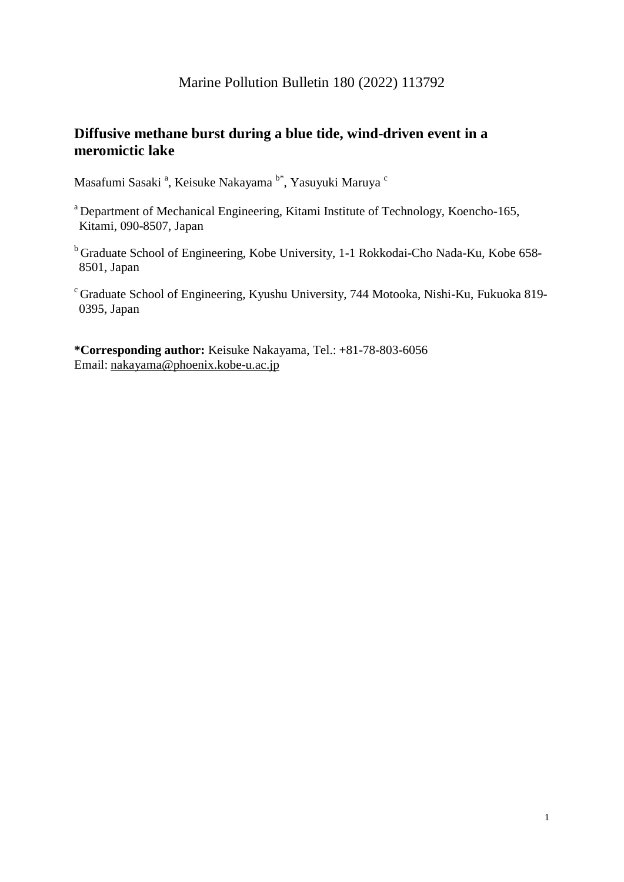Marine Pollution Bulletin 180 (2022) 113792

# Diffusive methane burst during a blue tide, wind-driven event in a meromictic lake

Masafumi Sasaki [a], Keisuke Nakayama [b*], Yasuyuki Maruya [c]

[a] Department of Mechanical Engineering, Kitami Institute of Technology, Koencho-165, Kitami, 090-8507, Japan

[b] Graduate School of Engineering, Kobe University, 1-1 Rokkodai-Cho Nada-Ku, Kobe 658-8501, Japan

[c] Graduate School of Engineering, Kyushu University, 744 Motooka, Nishi-Ku, Fukuoka 819-0395, Japan

**\*Corresponding author:** Keisuke Nakayama, Tel.: +81-78-803-6056
Email: nakayama@phoenix.kobe-u.ac.jp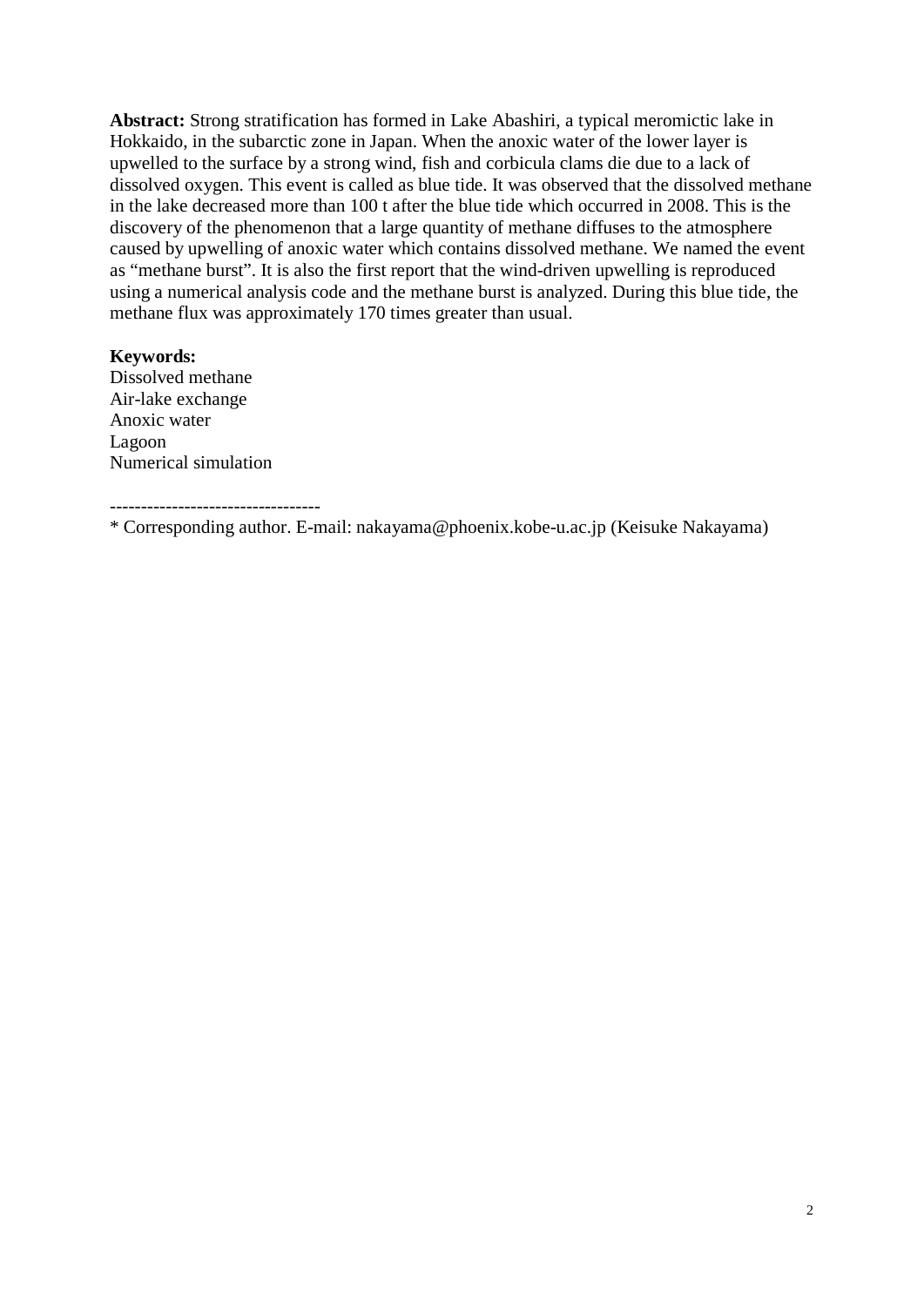**Abstract:** Strong stratification has formed in Lake Abashiri, a typical meromictic lake in Hokkaido, in the subarctic zone in Japan. When the anoxic water of the lower layer is upwelled to the surface by a strong wind, fish and corbicula clams die due to a lack of dissolved oxygen. This event is called as blue tide. It was observed that the dissolved methane in the lake decreased more than 100 t after the blue tide which occurred in 2008. This is the discovery of the phenomenon that a large quantity of methane diffuses to the atmosphere caused by upwelling of anoxic water which contains dissolved methane. We named the event as "methane burst". It is also the first report that the wind-driven upwelling is reproduced using a numerical analysis code and the methane burst is analyzed. During this blue tide, the methane flux was approximately 170 times greater than usual.

**Keywords:**
Dissolved methane
Air-lake exchange
Anoxic water
Lagoon
Numerical simulation

----------------------------------

* Corresponding author. E-mail: nakayama@phoenix.kobe-u.ac.jp (Keisuke Nakayama)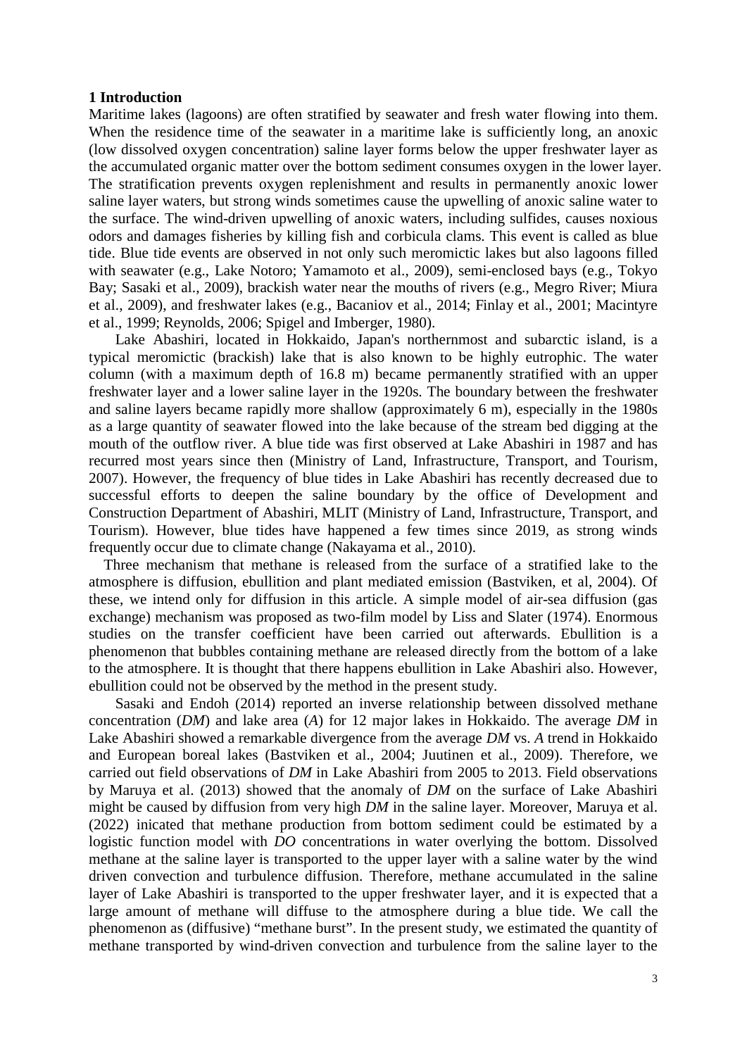## 1 Introduction

Maritime lakes (lagoons) are often stratified by seawater and fresh water flowing into them. When the residence time of the seawater in a maritime lake is sufficiently long, an anoxic (low dissolved oxygen concentration) saline layer forms below the upper freshwater layer as the accumulated organic matter over the bottom sediment consumes oxygen in the lower layer. The stratification prevents oxygen replenishment and results in permanently anoxic lower saline layer waters, but strong winds sometimes cause the upwelling of anoxic saline water to the surface. The wind-driven upwelling of anoxic waters, including sulfides, causes noxious odors and damages fisheries by killing fish and corbicula clams. This event is called as blue tide. Blue tide events are observed in not only such meromictic lakes but also lagoons filled with seawater (e.g., Lake Notoro; Yamamoto et al., 2009), semi-enclosed bays (e.g., Tokyo Bay; Sasaki et al., 2009), brackish water near the mouths of rivers (e.g., Megro River; Miura et al., 2009), and freshwater lakes (e.g., Bacaniov et al., 2014; Finlay et al., 2001; Macintyre et al., 1999; Reynolds, 2006; Spigel and Imberger, 1980).

Lake Abashiri, located in Hokkaido, Japan's northernmost and subarctic island, is a typical meromictic (brackish) lake that is also known to be highly eutrophic. The water column (with a maximum depth of 16.8 m) became permanently stratified with an upper freshwater layer and a lower saline layer in the 1920s. The boundary between the freshwater and saline layers became rapidly more shallow (approximately 6 m), especially in the 1980s as a large quantity of seawater flowed into the lake because of the stream bed digging at the mouth of the outflow river. A blue tide was first observed at Lake Abashiri in 1987 and has recurred most years since then (Ministry of Land, Infrastructure, Transport, and Tourism, 2007). However, the frequency of blue tides in Lake Abashiri has recently decreased due to successful efforts to deepen the saline boundary by the office of Development and Construction Department of Abashiri, MLIT (Ministry of Land, Infrastructure, Transport, and Tourism). However, blue tides have happened a few times since 2019, as strong winds frequently occur due to climate change (Nakayama et al., 2010).

Three mechanism that methane is released from the surface of a stratified lake to the atmosphere is diffusion, ebullition and plant mediated emission (Bastviken, et al, 2004). Of these, we intend only for diffusion in this article. A simple model of air-sea diffusion (gas exchange) mechanism was proposed as two-film model by Liss and Slater (1974). Enormous studies on the transfer coefficient have been carried out afterwards. Ebullition is a phenomenon that bubbles containing methane are released directly from the bottom of a lake to the atmosphere. It is thought that there happens ebullition in Lake Abashiri also. However, ebullition could not be observed by the method in the present study.

Sasaki and Endoh (2014) reported an inverse relationship between dissolved methane concentration (*DM*) and lake area (*A*) for 12 major lakes in Hokkaido. The average *DM* in Lake Abashiri showed a remarkable divergence from the average *DM* vs. *A* trend in Hokkaido and European boreal lakes (Bastviken et al., 2004; Juutinen et al., 2009). Therefore, we carried out field observations of *DM* in Lake Abashiri from 2005 to 2013. Field observations by Maruya et al. (2013) showed that the anomaly of *DM* on the surface of Lake Abashiri might be caused by diffusion from very high *DM* in the saline layer. Moreover, Maruya et al. (2022) inicated that methane production from bottom sediment could be estimated by a logistic function model with *DO* concentrations in water overlying the bottom. Dissolved methane at the saline layer is transported to the upper layer with a saline water by the wind driven convection and turbulence diffusion. Therefore, methane accumulated in the saline layer of Lake Abashiri is transported to the upper freshwater layer, and it is expected that a large amount of methane will diffuse to the atmosphere during a blue tide. We call the phenomenon as (diffusive) "methane burst". In the present study, we estimated the quantity of methane transported by wind-driven convection and turbulence from the saline layer to the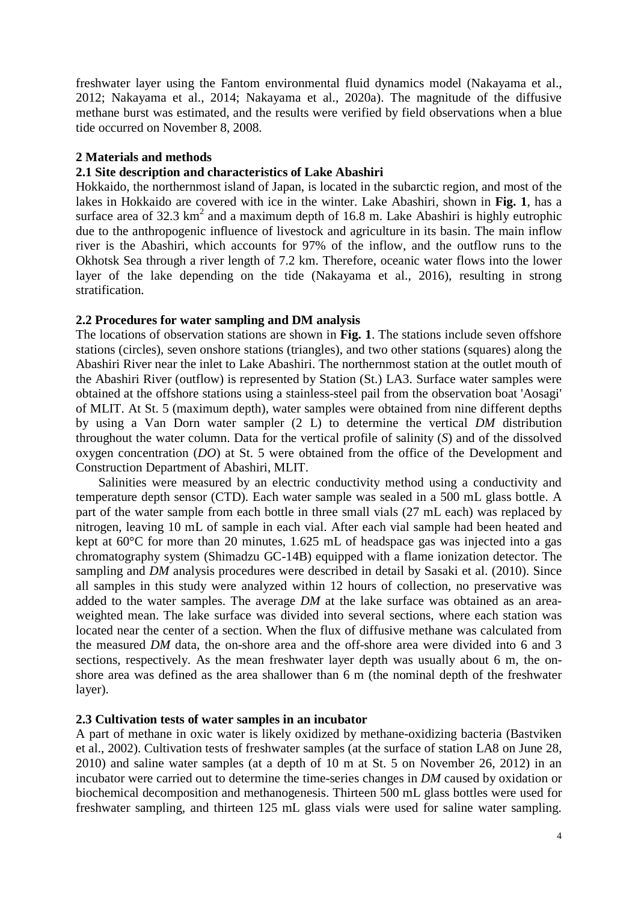freshwater layer using the Fantom environmental fluid dynamics model (Nakayama et al., 2012; Nakayama et al., 2014; Nakayama et al., 2020a). The magnitude of the diffusive methane burst was estimated, and the results were verified by field observations when a blue tide occurred on November 8, 2008.

## 2 Materials and methods

### 2.1 Site description and characteristics of Lake Abashiri

Hokkaido, the northernmost island of Japan, is located in the subarctic region, and most of the lakes in Hokkaido are covered with ice in the winter. Lake Abashiri, shown in **Fig. 1**, has a surface area of 32.3 $km^2$ and a maximum depth of 16.8 m. Lake Abashiri is highly eutrophic due to the anthropogenic influence of livestock and agriculture in its basin. The main inflow river is the Abashiri, which accounts for 97% of the inflow, and the outflow runs to the Okhotsk Sea through a river length of 7.2 km. Therefore, oceanic water flows into the lower layer of the lake depending on the tide (Nakayama et al., 2016), resulting in strong stratification.

### 2.2 Procedures for water sampling and DM analysis

The locations of observation stations are shown in **Fig. 1**. The stations include seven offshore stations (circles), seven onshore stations (triangles), and two other stations (squares) along the Abashiri River near the inlet to Lake Abashiri. The northernmost station at the outlet mouth of the Abashiri River (outflow) is represented by Station (St.) LA3. Surface water samples were obtained at the offshore stations using a stainless-steel pail from the observation boat 'Aosagi' of MLIT. At St. 5 (maximum depth), water samples were obtained from nine different depths by using a Van Dorn water sampler (2 L) to determine the vertical *DM* distribution throughout the water column. Data for the vertical profile of salinity ($S$) and of the dissolved oxygen concentration ($DO$) at St. 5 were obtained from the office of the Development and Construction Department of Abashiri, MLIT.

Salinities were measured by an electric conductivity method using a conductivity and temperature depth sensor (CTD). Each water sample was sealed in a 500 mL glass bottle. A part of the water sample from each bottle in three small vials (27 mL each) was replaced by nitrogen, leaving 10 mL of sample in each vial. After each vial sample had been heated and kept at 60°C for more than 20 minutes, 1.625 mL of headspace gas was injected into a gas chromatography system (Shimadzu GC-14B) equipped with a flame ionization detector. The sampling and *DM* analysis procedures were described in detail by Sasaki et al. (2010). Since all samples in this study were analyzed within 12 hours of collection, no preservative was added to the water samples. The average *DM* at the lake surface was obtained as an area-weighted mean. The lake surface was divided into several sections, where each station was located near the center of a section. When the flux of diffusive methane was calculated from the measured *DM* data, the on-shore area and the off-shore area were divided into 6 and 3 sections, respectively. As the mean freshwater layer depth was usually about 6 m, the on-shore area was defined as the area shallower than 6 m (the nominal depth of the freshwater layer).

### 2.3 Cultivation tests of water samples in an incubator

A part of methane in oxic water is likely oxidized by methane-oxidizing bacteria (Bastviken et al., 2002). Cultivation tests of freshwater samples (at the surface of station LA8 on June 28, 2010) and saline water samples (at a depth of 10 m at St. 5 on November 26, 2012) in an incubator were carried out to determine the time-series changes in *DM* caused by oxidation or biochemical decomposition and methanogenesis. Thirteen 500 mL glass bottles were used for freshwater sampling, and thirteen 125 mL glass vials were used for saline water sampling.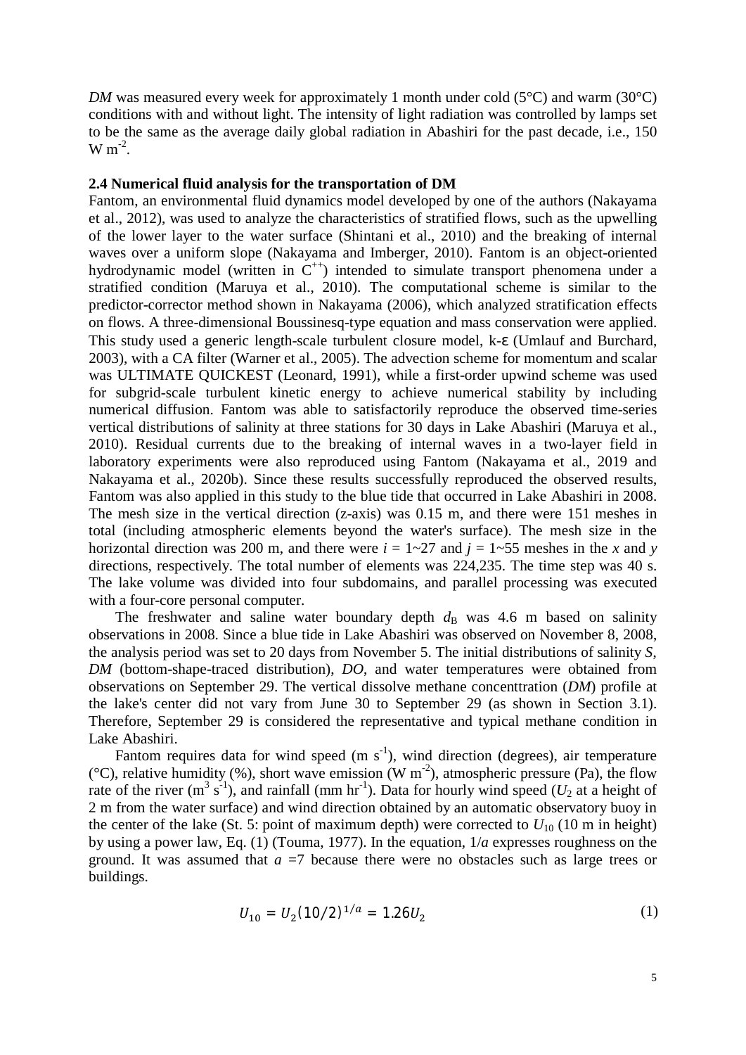*DM* was measured every week for approximately 1 month under cold (5°C) and warm (30°C) conditions with and without light. The intensity of light radiation was controlled by lamps set to be the same as the average daily global radiation in Abashiri for the past decade, i.e., 150 W $m^{-2}$.

### 2.4 Numerical fluid analysis for the transportation of DM

Fantom, an environmental fluid dynamics model developed by one of the authors (Nakayama et al., 2012), was used to analyze the characteristics of stratified flows, such as the upwelling of the lower layer to the water surface (Shintani et al., 2010) and the breaking of internal waves over a uniform slope (Nakayama and Imberger, 2010). Fantom is an object-oriented hydrodynamic model (written in $C^{++}$) intended to simulate transport phenomena under a stratified condition (Maruya et al., 2010). The computational scheme is similar to the predictor-corrector method shown in Nakayama (2006), which analyzed stratification effects on flows. A three-dimensional Boussinesq-type equation and mass conservation were applied. This study used a generic length-scale turbulent closure model, k-ε (Umlauf and Burchard, 2003), with a CA filter (Warner et al., 2005). The advection scheme for momentum and scalar was ULTIMATE QUICKEST (Leonard, 1991), while a first-order upwind scheme was used for subgrid-scale turbulent kinetic energy to achieve numerical stability by including numerical diffusion. Fantom was able to satisfactorily reproduce the observed time-series vertical distributions of salinity at three stations for 30 days in Lake Abashiri (Maruya et al., 2010). Residual currents due to the breaking of internal waves in a two-layer field in laboratory experiments were also reproduced using Fantom (Nakayama et al., 2019 and Nakayama et al., 2020b). Since these results successfully reproduced the observed results, Fantom was also applied in this study to the blue tide that occurred in Lake Abashiri in 2008. The mesh size in the vertical direction (z-axis) was 0.15 m, and there were 151 meshes in total (including atmospheric elements beyond the water's surface). The mesh size in the horizontal direction was 200 m, and there were $i$ = 1~27 and $j$ = 1~55 meshes in the $x$ and $y$ directions, respectively. The total number of elements was 224,235. The time step was 40 s. The lake volume was divided into four subdomains, and parallel processing was executed with a four-core personal computer.

The freshwater and saline water boundary depth $d_B$ was 4.6 m based on salinity observations in 2008. Since a blue tide in Lake Abashiri was observed on November 8, 2008, the analysis period was set to 20 days from November 5. The initial distributions of salinity *S*, *DM* (bottom-shape-traced distribution), *DO*, and water temperatures were obtained from observations on September 29. The vertical dissolve methane concenttration (*DM*) profile at the lake's center did not vary from June 30 to September 29 (as shown in Section 3.1). Therefore, September 29 is considered the representative and typical methane condition in Lake Abashiri.

Fantom requires data for wind speed (m $s^{-1}$), wind direction (degrees), air temperature (°C), relative humidity (%), short wave emission (W $m^{-2}$), atmospheric pressure (Pa), the flow rate of the river ($m^3$ $s^{-1}$), and rainfall (mm $hr^{-1}$). Data for hourly wind speed ($U_2$ at a height of 2 m from the water surface) and wind direction obtained by an automatic observatory buoy in the center of the lake (St. 5: point of maximum depth) were corrected to $U_{10}$ (10 m in height) by using a power law, Eq. (1) (Touma, 1977). In the equation, $1/a$ expresses roughness on the ground. It was assumed that $a$ =7 because there were no obstacles such as large trees or buildings.

$$U_{10} = U_2(10/2)^{1/a} = 1.26U_2 \tag{1}$$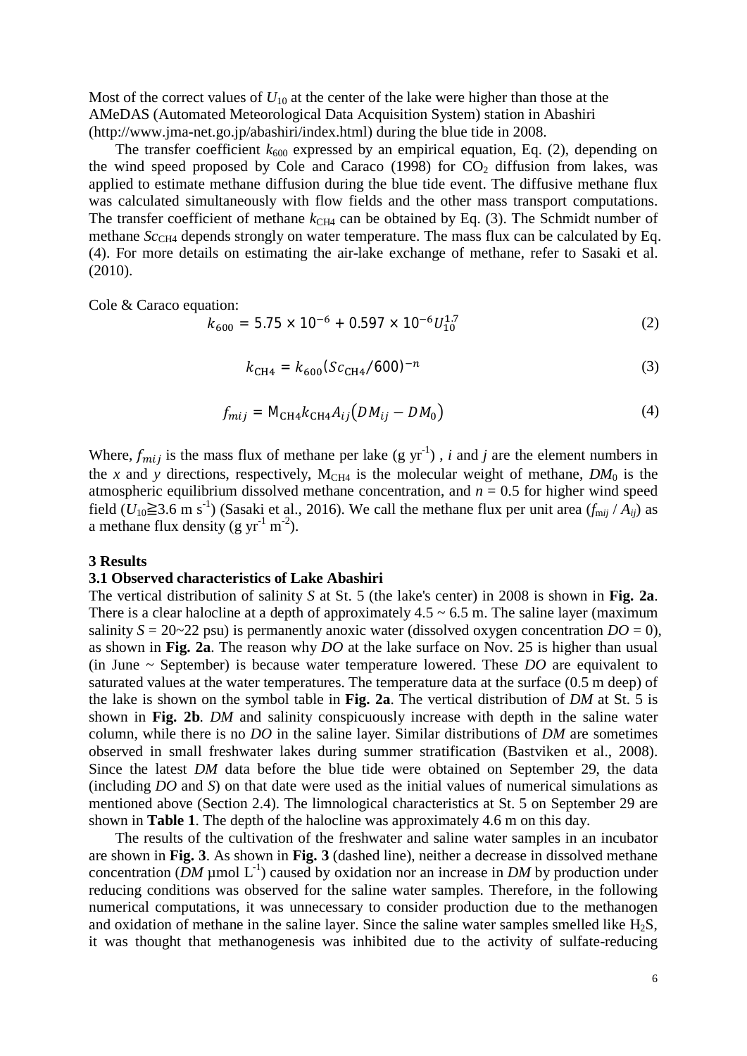Most of the correct values of $U_{10}$ at the center of the lake were higher than those at the AMeDAS (Automated Meteorological Data Acquisition System) station in Abashiri (http://www.jma-net.go.jp/abashiri/index.html) during the blue tide in 2008.

The transfer coefficient $k_{600}$ expressed by an empirical equation, Eq. (2), depending on the wind speed proposed by Cole and Caraco (1998) for $CO_2$ diffusion from lakes, was applied to estimate methane diffusion during the blue tide event. The diffusive methane flux was calculated simultaneously with flow fields and the other mass transport computations. The transfer coefficient of methane $k_{CH4}$ can be obtained by Eq. (3). The Schmidt number of methane $Sc_{CH4}$ depends strongly on water temperature. The mass flux can be calculated by Eq. (4). For more details on estimating the air-lake exchange of methane, refer to Sasaki et al. (2010).

Cole & Caraco equation:

$$k_{600} = 5.75 \times 10^{-6} + 0.597 \times 10^{-6} U_{10}^{1.7} \tag{2}$$

$$k_{\mathrm{CH4}} = k_{600} (Sc_{\mathrm{CH4}}/600)^{-n} \tag{3}$$

$$f_{mij} = \mathrm{M}_{\mathrm{CH4}} k_{\mathrm{CH4}} A_{ij} (DM_{ij} - DM_0) \tag{4}$$

Where, $f_{mij}$ is the mass flux of methane per lake (g yr$^{-1}$) , $i$ and $j$ are the element numbers in the $x$ and $y$ directions, respectively, $M_{CH4}$ is the molecular weight of methane, $DM_0$ is the atmospheric equilibrium dissolved methane concentration, and $n = 0.5$ for higher wind speed field ($U_{10} \geqq 3.6$ m s$^{-1}$) (Sasaki et al., 2016). We call the methane flux per unit area ($f_{mij} / A_{ij}$) as a methane flux density (g yr$^{-1}$ m$^{-2}$).

## 3 Results

### 3.1 Observed characteristics of Lake Abashiri

The vertical distribution of salinity $S$ at St. 5 (the lake's center) in 2008 is shown in **Fig. 2a**. There is a clear halocline at a depth of approximately 4.5 ~ 6.5 m. The saline layer (maximum salinity $S$ = 20~22 psu) is permanently anoxic water (dissolved oxygen concentration $DO$ = 0), as shown in **Fig. 2a**. The reason why $DO$ at the lake surface on Nov. 25 is higher than usual (in June ~ September) is because water temperature lowered. These $DO$ are equivalent to saturated values at the water temperatures. The temperature data at the surface (0.5 m deep) of the lake is shown on the symbol table in **Fig. 2a**. The vertical distribution of $DM$ at St. 5 is shown in **Fig. 2b**. $DM$ and salinity conspicuously increase with depth in the saline water column, while there is no $DO$ in the saline layer. Similar distributions of $DM$ are sometimes observed in small freshwater lakes during summer stratification (Bastviken et al., 2008). Since the latest $DM$ data before the blue tide were obtained on September 29, the data (including $DO$ and $S$) on that date were used as the initial values of numerical simulations as mentioned above (Section 2.4). The limnological characteristics at St. 5 on September 29 are shown in **Table 1**. The depth of the halocline was approximately 4.6 m on this day.

The results of the cultivation of the freshwater and saline water samples in an incubator are shown in **Fig. 3**. As shown in **Fig. 3** (dashed line), neither a decrease in dissolved methane concentration ($DM$ μmol L$^{-1}$) caused by oxidation nor an increase in $DM$ by production under reducing conditions was observed for the saline water samples. Therefore, in the following numerical computations, it was unnecessary to consider production due to the methanogen and oxidation of methane in the saline layer. Since the saline water samples smelled like $H_2S$, it was thought that methanogenesis was inhibited due to the activity of sulfate-reducing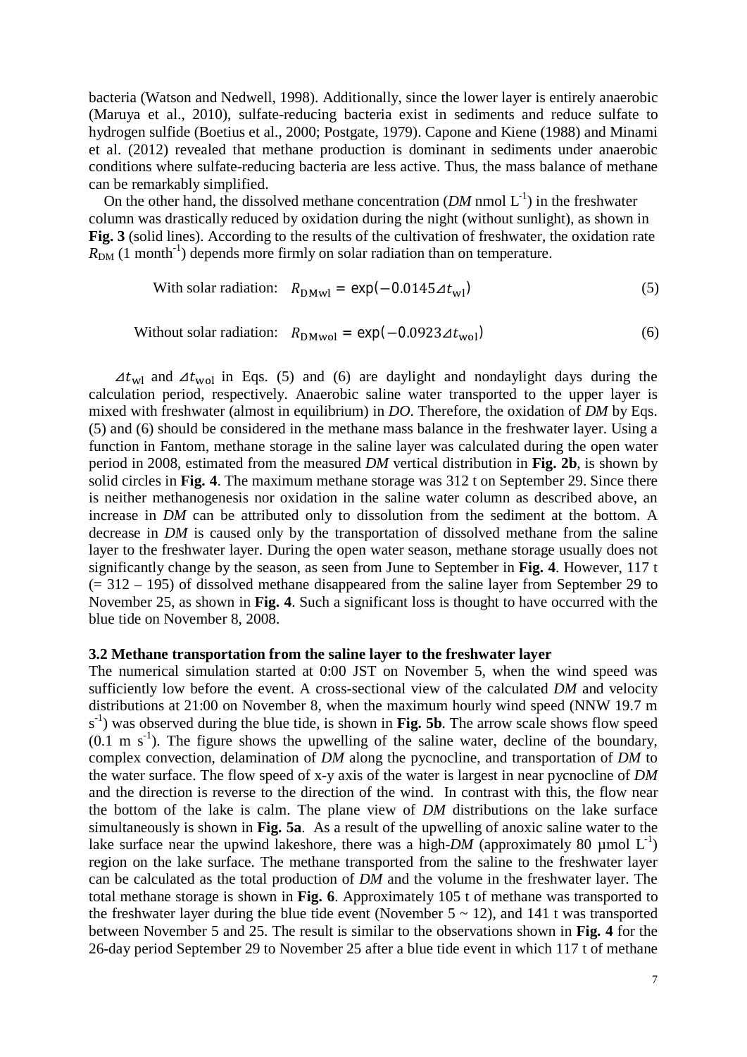bacteria (Watson and Nedwell, 1998). Additionally, since the lower layer is entirely anaerobic (Maruya et al., 2010), sulfate-reducing bacteria exist in sediments and reduce sulfate to hydrogen sulfide (Boetius et al., 2000; Postgate, 1979). Capone and Kiene (1988) and Minami et al. (2012) revealed that methane production is dominant in sediments under anaerobic conditions where sulfate-reducing bacteria are less active. Thus, the mass balance of methane can be remarkably simplified.

On the other hand, the dissolved methane concentration (*DM* nmol $L^{-1}$) in the freshwater column was drastically reduced by oxidation during the night (without sunlight), as shown in **Fig. 3** (solid lines). According to the results of the cultivation of freshwater, the oxidation rate $R_{DM}$ (1 $month^{-1}$) depends more firmly on solar radiation than on temperature.

$$\text{With solar radiation:} \quad R_{\mathrm{DMwl}} = \exp(-0.0145 \Delta t_{\mathrm{wl}}) \tag{5}$$

$$\text{Without solar radiation:} \quad R_{\mathrm{DMwol}} = \exp(-0.0923 \Delta t_{\mathrm{wol}}) \tag{6}$$

$\Delta t_{\mathrm{wl}}$ and $\Delta t_{\mathrm{wol}}$ in Eqs. (5) and (6) are daylight and nondaylight days during the calculation period, respectively. Anaerobic saline water transported to the upper layer is mixed with freshwater (almost in equilibrium) in *DO*. Therefore, the oxidation of *DM* by Eqs. (5) and (6) should be considered in the methane mass balance in the freshwater layer. Using a function in Fantom, methane storage in the saline layer was calculated during the open water period in 2008, estimated from the measured *DM* vertical distribution in **Fig. 2b**, is shown by solid circles in **Fig. 4**. The maximum methane storage was 312 t on September 29. Since there is neither methanogenesis nor oxidation in the saline water column as described above, an increase in *DM* can be attributed only to dissolution from the sediment at the bottom. A decrease in *DM* is caused only by the transportation of dissolved methane from the saline layer to the freshwater layer. During the open water season, methane storage usually does not significantly change by the season, as seen from June to September in **Fig. 4**. However, 117 t (= 312 – 195) of dissolved methane disappeared from the saline layer from September 29 to November 25, as shown in **Fig. 4**. Such a significant loss is thought to have occurred with the blue tide on November 8, 2008.

### 3.2 Methane transportation from the saline layer to the freshwater layer

The numerical simulation started at 0:00 JST on November 5, when the wind speed was sufficiently low before the event. A cross-sectional view of the calculated *DM* and velocity distributions at 21:00 on November 8, when the maximum hourly wind speed (NNW 19.7 m $s^{-1}$) was observed during the blue tide, is shown in **Fig. 5b**. The arrow scale shows flow speed (0.1 m $s^{-1}$). The figure shows the upwelling of the saline water, decline of the boundary, complex convection, delamination of *DM* along the pycnocline, and transportation of *DM* to the water surface. The flow speed of x-y axis of the water is largest in near pycnocline of *DM* and the direction is reverse to the direction of the wind. In contrast with this, the flow near the bottom of the lake is calm. The plane view of *DM* distributions on the lake surface simultaneously is shown in **Fig. 5a**. As a result of the upwelling of anoxic saline water to the lake surface near the upwind lakeshore, there was a high-*DM* (approximately 80 µmol $L^{-1}$) region on the lake surface. The methane transported from the saline to the freshwater layer can be calculated as the total production of *DM* and the volume in the freshwater layer. The total methane storage is shown in **Fig. 6**. Approximately 105 t of methane was transported to the freshwater layer during the blue tide event (November 5 ~ 12), and 141 t was transported between November 5 and 25. The result is similar to the observations shown in **Fig. 4** for the 26-day period September 29 to November 25 after a blue tide event in which 117 t of methane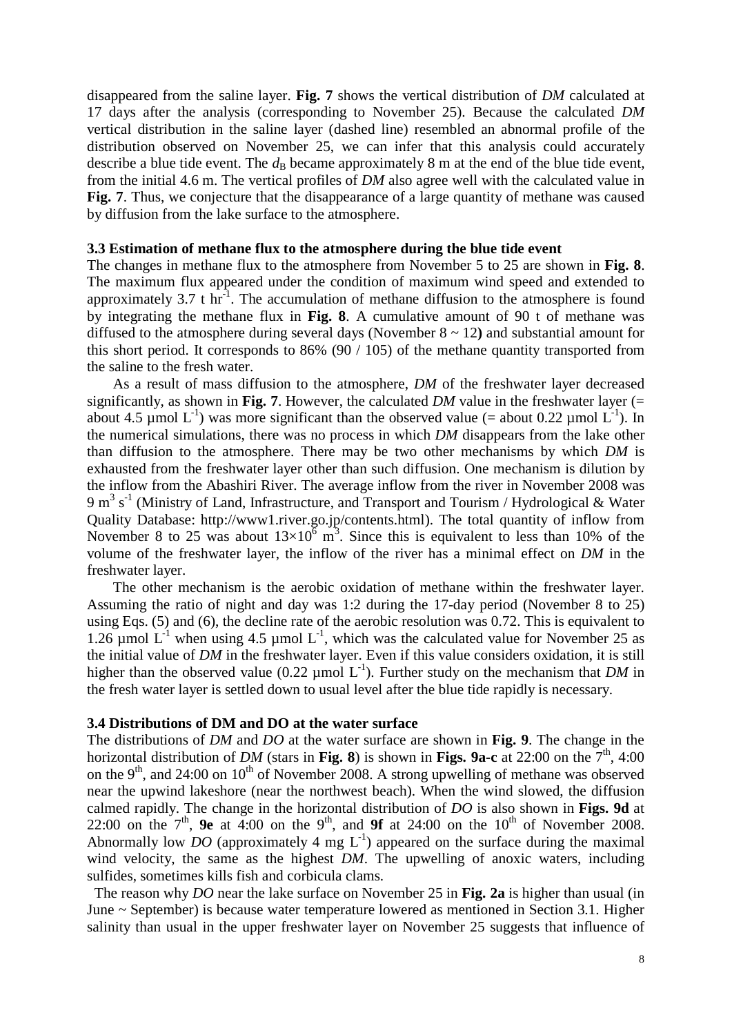disappeared from the saline layer. **Fig. 7** shows the vertical distribution of *DM* calculated at 17 days after the analysis (corresponding to November 25). Because the calculated *DM* vertical distribution in the saline layer (dashed line) resembled an abnormal profile of the distribution observed on November 25, we can infer that this analysis could accurately describe a blue tide event. The $d_B$ became approximately 8 m at the end of the blue tide event, from the initial 4.6 m. The vertical profiles of *DM* also agree well with the calculated value in **Fig. 7**. Thus, we conjecture that the disappearance of a large quantity of methane was caused by diffusion from the lake surface to the atmosphere.

### 3.3 Estimation of methane flux to the atmosphere during the blue tide event

The changes in methane flux to the atmosphere from November 5 to 25 are shown in **Fig. 8**. The maximum flux appeared under the condition of maximum wind speed and extended to approximately 3.7 t $hr^{-1}$. The accumulation of methane diffusion to the atmosphere is found by integrating the methane flux in **Fig. 8**. A cumulative amount of 90 t of methane was diffused to the atmosphere during several days (November 8 ~ 12**)** and substantial amount for this short period. It corresponds to 86% (90 / 105) of the methane quantity transported from the saline to the fresh water.

As a result of mass diffusion to the atmosphere, *DM* of the freshwater layer decreased significantly, as shown in **Fig. 7**. However, the calculated *DM* value in the freshwater layer (= about 4.5 µmol $L^{-1}$) was more significant than the observed value (= about 0.22 µmol $L^{-1}$). In the numerical simulations, there was no process in which *DM* disappears from the lake other than diffusion to the atmosphere. There may be two other mechanisms by which *DM* is exhausted from the freshwater layer other than such diffusion. One mechanism is dilution by the inflow from the Abashiri River. The average inflow from the river in November 2008 was 9 $m^3$ $s^{-1}$ (Ministry of Land, Infrastructure, and Transport and Tourism / Hydrological & Water Quality Database: http://www1.river.go.jp/contents.html). The total quantity of inflow from November 8 to 25 was about $13 \times 10^6$ $m^3$. Since this is equivalent to less than 10% of the volume of the freshwater layer, the inflow of the river has a minimal effect on *DM* in the freshwater layer.

The other mechanism is the aerobic oxidation of methane within the freshwater layer. Assuming the ratio of night and day was 1:2 during the 17-day period (November 8 to 25) using Eqs. (5) and (6), the decline rate of the aerobic resolution was 0.72. This is equivalent to 1.26 µmol $L^{-1}$ when using 4.5 µmol $L^{-1}$, which was the calculated value for November 25 as the initial value of *DM* in the freshwater layer. Even if this value considers oxidation, it is still higher than the observed value (0.22 µmol $L^{-1}$). Further study on the mechanism that *DM* in the fresh water layer is settled down to usual level after the blue tide rapidly is necessary.

### 3.4 Distributions of DM and DO at the water surface

The distributions of *DM* and *DO* at the water surface are shown in **Fig. 9**. The change in the horizontal distribution of *DM* (stars in **Fig. 8**) is shown in **Figs. 9a-c** at 22:00 on the 7th, 4:00 on the 9th, and 24:00 on 10th of November 2008. A strong upwelling of methane was observed near the upwind lakeshore (near the northwest beach). When the wind slowed, the diffusion calmed rapidly. The change in the horizontal distribution of *DO* is also shown in **Figs. 9d** at 22:00 on the 7th, **9e** at 4:00 on the 9th, and **9f** at 24:00 on the 10th of November 2008. Abnormally low *DO* (approximately 4 mg $L^{-1}$) appeared on the surface during the maximal wind velocity, the same as the highest *DM*. The upwelling of anoxic waters, including sulfides, sometimes kills fish and corbicula clams.

The reason why *DO* near the lake surface on November 25 in **Fig. 2a** is higher than usual (in June ~ September) is because water temperature lowered as mentioned in Section 3.1. Higher salinity than usual in the upper freshwater layer on November 25 suggests that influence of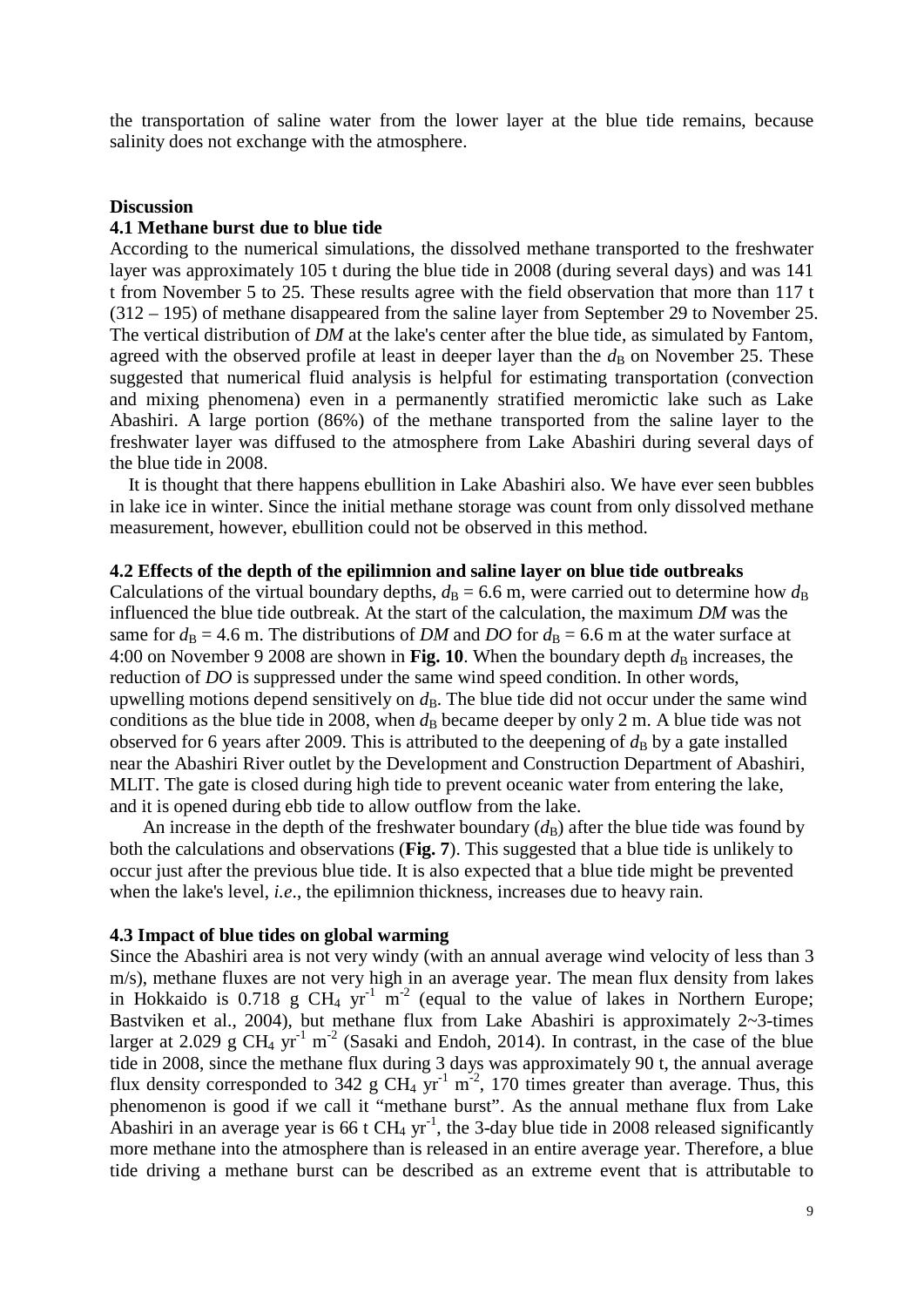the transportation of saline water from the lower layer at the blue tide remains, because salinity does not exchange with the atmosphere.

## Discussion

### 4.1 Methane burst due to blue tide

According to the numerical simulations, the dissolved methane transported to the freshwater layer was approximately 105 t during the blue tide in 2008 (during several days) and was 141 t from November 5 to 25. These results agree with the field observation that more than 117 t (312 – 195) of methane disappeared from the saline layer from September 29 to November 25. The vertical distribution of *DM* at the lake's center after the blue tide, as simulated by Fantom, agreed with the observed profile at least in deeper layer than the $d_B$ on November 25. These suggested that numerical fluid analysis is helpful for estimating transportation (convection and mixing phenomena) even in a permanently stratified meromictic lake such as Lake Abashiri. A large portion (86%) of the methane transported from the saline layer to the freshwater layer was diffused to the atmosphere from Lake Abashiri during several days of the blue tide in 2008.

It is thought that there happens ebullition in Lake Abashiri also. We have ever seen bubbles in lake ice in winter. Since the initial methane storage was count from only dissolved methane measurement, however, ebullition could not be observed in this method.

### 4.2 Effects of the depth of the epilimnion and saline layer on blue tide outbreaks

Calculations of the virtual boundary depths, $d_B$ = 6.6 m, were carried out to determine how $d_B$ influenced the blue tide outbreak. At the start of the calculation, the maximum *DM* was the same for $d_B$ = 4.6 m. The distributions of *DM* and *DO* for $d_B$ = 6.6 m at the water surface at 4:00 on November 9 2008 are shown in **Fig. 10**. When the boundary depth $d_B$ increases, the reduction of *DO* is suppressed under the same wind speed condition. In other words, upwelling motions depend sensitively on $d_B$. The blue tide did not occur under the same wind conditions as the blue tide in 2008, when $d_B$ became deeper by only 2 m. A blue tide was not observed for 6 years after 2009. This is attributed to the deepening of $d_B$ by a gate installed near the Abashiri River outlet by the Development and Construction Department of Abashiri, MLIT. The gate is closed during high tide to prevent oceanic water from entering the lake, and it is opened during ebb tide to allow outflow from the lake.

An increase in the depth of the freshwater boundary ($d_B$) after the blue tide was found by both the calculations and observations (**Fig. 7**). This suggested that a blue tide is unlikely to occur just after the previous blue tide. It is also expected that a blue tide might be prevented when the lake's level, *i.e*., the epilimnion thickness, increases due to heavy rain.

### 4.3 Impact of blue tides on global warming

Since the Abashiri area is not very windy (with an annual average wind velocity of less than 3 m/s), methane fluxes are not very high in an average year. The mean flux density from lakes in Hokkaido is 0.718 g $CH_4$ $yr^{-1}$ $m^{-2}$ (equal to the value of lakes in Northern Europe; Bastviken et al., 2004), but methane flux from Lake Abashiri is approximately 2~3-times larger at 2.029 g $CH_4$ $yr^{-1}$ $m^{-2}$ (Sasaki and Endoh, 2014). In contrast, in the case of the blue tide in 2008, since the methane flux during 3 days was approximately 90 t, the annual average flux density corresponded to 342 g $CH_4$ $yr^{-1}$ $m^{-2}$, 170 times greater than average. Thus, this phenomenon is good if we call it "methane burst". As the annual methane flux from Lake Abashiri in an average year is 66 t $CH_4$ $yr^{-1}$, the 3-day blue tide in 2008 released significantly more methane into the atmosphere than is released in an entire average year. Therefore, a blue tide driving a methane burst can be described as an extreme event that is attributable to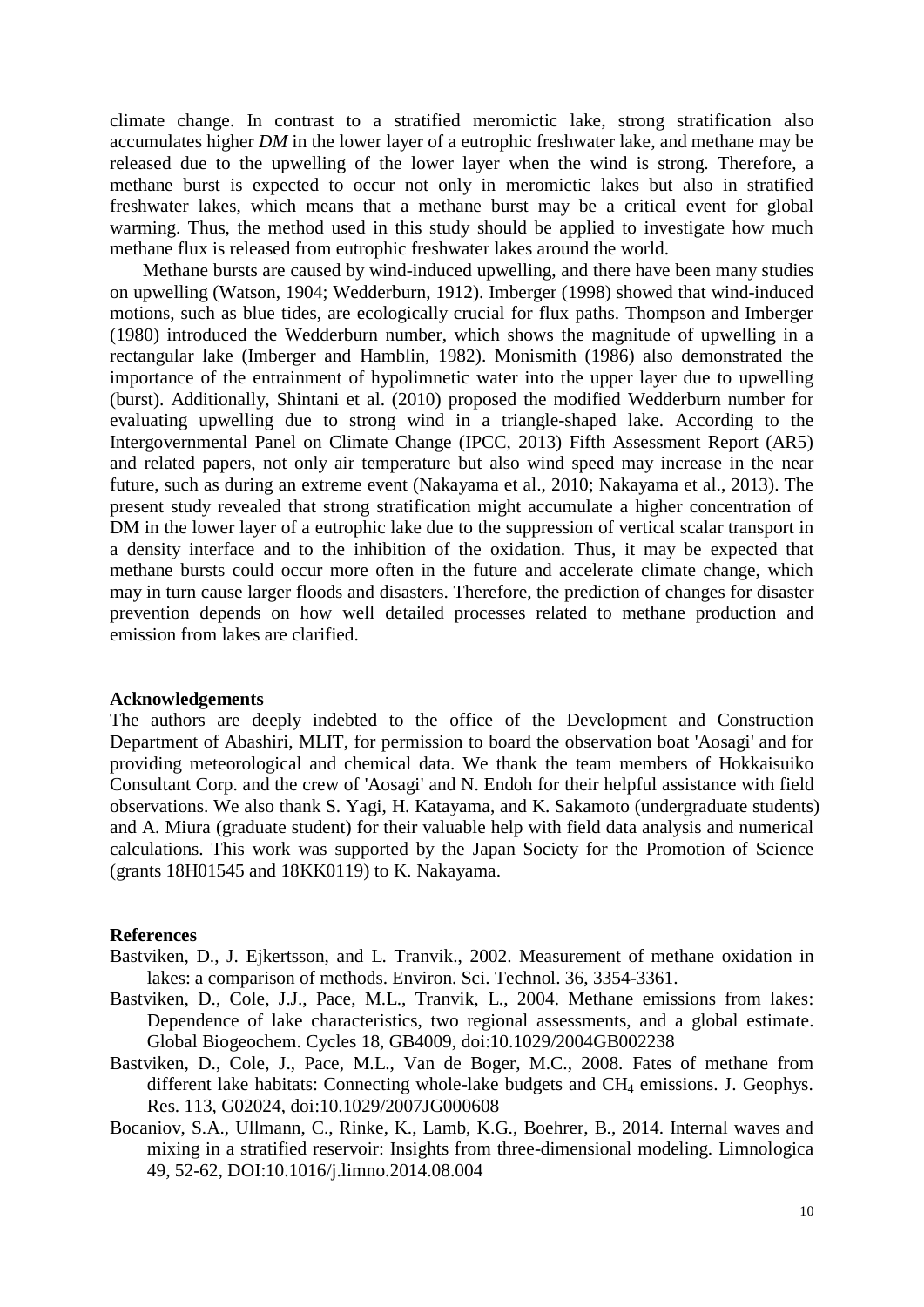climate change. In contrast to a stratified meromictic lake, strong stratification also accumulates higher *DM* in the lower layer of a eutrophic freshwater lake, and methane may be released due to the upwelling of the lower layer when the wind is strong. Therefore, a methane burst is expected to occur not only in meromictic lakes but also in stratified freshwater lakes, which means that a methane burst may be a critical event for global warming. Thus, the method used in this study should be applied to investigate how much methane flux is released from eutrophic freshwater lakes around the world.

Methane bursts are caused by wind-induced upwelling, and there have been many studies on upwelling (Watson, 1904; Wedderburn, 1912). Imberger (1998) showed that wind-induced motions, such as blue tides, are ecologically crucial for flux paths. Thompson and Imberger (1980) introduced the Wedderburn number, which shows the magnitude of upwelling in a rectangular lake (Imberger and Hamblin, 1982). Monismith (1986) also demonstrated the importance of the entrainment of hypolimnetic water into the upper layer due to upwelling (burst). Additionally, Shintani et al. (2010) proposed the modified Wedderburn number for evaluating upwelling due to strong wind in a triangle-shaped lake. According to the Intergovernmental Panel on Climate Change (IPCC, 2013) Fifth Assessment Report (AR5) and related papers, not only air temperature but also wind speed may increase in the near future, such as during an extreme event (Nakayama et al., 2010; Nakayama et al., 2013). The present study revealed that strong stratification might accumulate a higher concentration of DM in the lower layer of a eutrophic lake due to the suppression of vertical scalar transport in a density interface and to the inhibition of the oxidation. Thus, it may be expected that methane bursts could occur more often in the future and accelerate climate change, which may in turn cause larger floods and disasters. Therefore, the prediction of changes for disaster prevention depends on how well detailed processes related to methane production and emission from lakes are clarified.

**Acknowledgements**

The authors are deeply indebted to the office of the Development and Construction Department of Abashiri, MLIT, for permission to board the observation boat 'Aosagi' and for providing meteorological and chemical data. We thank the team members of Hokkaisuiko Consultant Corp. and the crew of 'Aosagi' and N. Endoh for their helpful assistance with field observations. We also thank S. Yagi, H. Katayama, and K. Sakamoto (undergraduate students) and A. Miura (graduate student) for their valuable help with field data analysis and numerical calculations. This work was supported by the Japan Society for the Promotion of Science (grants 18H01545 and 18KK0119) to K. Nakayama.

**References**

Bastviken, D., J. Ejkertsson, and L. Tranvik., 2002. Measurement of methane oxidation in lakes: a comparison of methods. Environ. Sci. Technol. 36, 3354-3361.

Bastviken, D., Cole, J.J., Pace, M.L., Tranvik, L., 2004. Methane emissions from lakes: Dependence of lake characteristics, two regional assessments, and a global estimate. Global Biogeochem. Cycles 18, GB4009, doi:10.1029/2004GB002238

Bastviken, D., Cole, J., Pace, M.L., Van de Boger, M.C., 2008. Fates of methane from different lake habitats: Connecting whole-lake budgets and $CH_4$ emissions. J. Geophys. Res. 113, G02024, doi:10.1029/2007JG000608

Bocaniov, S.A., Ullmann, C., Rinke, K., Lamb, K.G., Boehrer, B., 2014. Internal waves and mixing in a stratified reservoir: Insights from three-dimensional modeling. Limnologica 49, 52-62, DOI:10.1016/j.limno.2014.08.004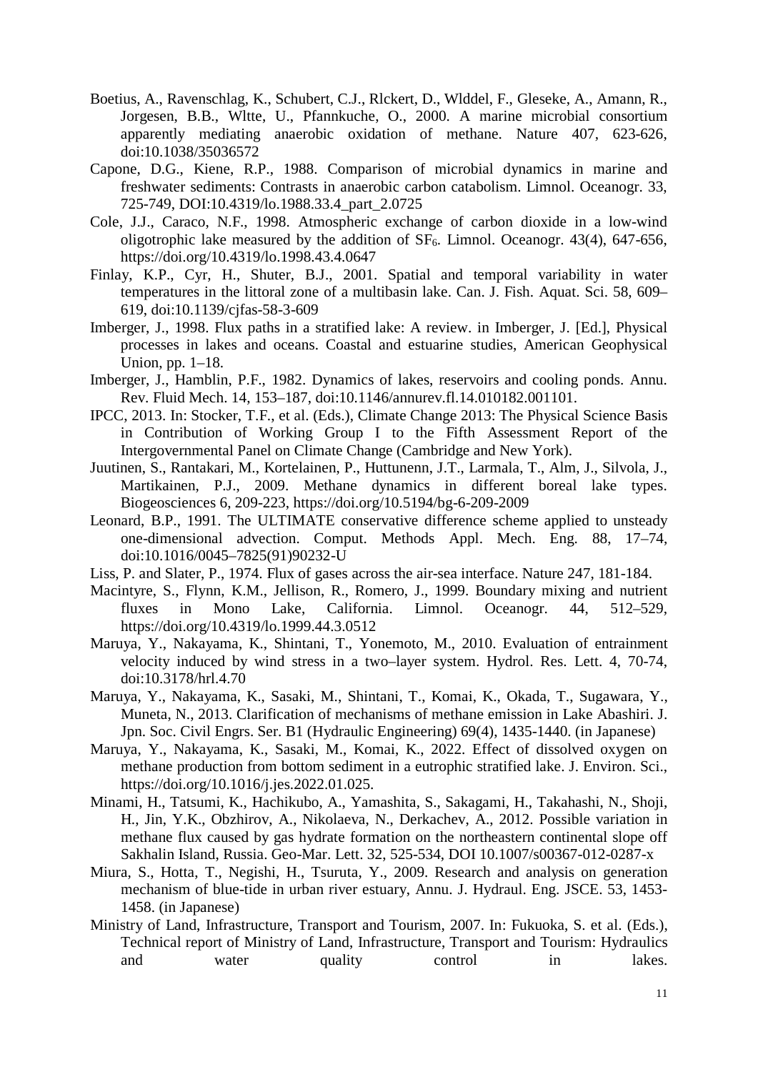Boetius, A., Ravenschlag, K., Schubert, C.J., Rlckert, D., Wlddel, F., Gleseke, A., Amann, R., Jorgesen, B.B., Wltte, U., Pfannkuche, O., 2000. A marine microbial consortium apparently mediating anaerobic oxidation of methane. Nature 407, 623-626, doi:10.1038/35036572

Capone, D.G., Kiene, R.P., 1988. Comparison of microbial dynamics in marine and freshwater sediments: Contrasts in anaerobic carbon catabolism. Limnol. Oceanogr. 33, 725-749, DOI:10.4319/lo.1988.33.4_part_2.0725

Cole, J.J., Caraco, N.F., 1998. Atmospheric exchange of carbon dioxide in a low-wind oligotrophic lake measured by the addition of $SF_6$. Limnol. Oceanogr. 43(4), 647-656, https://doi.org/10.4319/lo.1998.43.4.0647

Finlay, K.P., Cyr, H., Shuter, B.J., 2001. Spatial and temporal variability in water temperatures in the littoral zone of a multibasin lake. Can. J. Fish. Aquat. Sci. 58, 609–619, doi:10.1139/cjfas-58-3-609

Imberger, J., 1998. Flux paths in a stratified lake: A review. in Imberger, J. [Ed.], Physical processes in lakes and oceans. Coastal and estuarine studies, American Geophysical Union, pp. 1–18.

Imberger, J., Hamblin, P.F., 1982. Dynamics of lakes, reservoirs and cooling ponds. Annu. Rev. Fluid Mech. 14, 153–187, doi:10.1146/annurev.fl.14.010182.001101.

IPCC, 2013. In: Stocker, T.F., et al. (Eds.), Climate Change 2013: The Physical Science Basis in Contribution of Working Group I to the Fifth Assessment Report of the Intergovernmental Panel on Climate Change (Cambridge and New York).

Juutinen, S., Rantakari, M., Kortelainen, P., Huttunenn, J.T., Larmala, T., Alm, J., Silvola, J., Martikainen, P.J., 2009. Methane dynamics in different boreal lake types. Biogeosciences 6, 209-223, https://doi.org/10.5194/bg-6-209-2009

Leonard, B.P., 1991. The ULTIMATE conservative difference scheme applied to unsteady one-dimensional advection. Comput. Methods Appl. Mech. Eng. 88, 17–74, doi:10.1016/0045–7825(91)90232-U

Liss, P. and Slater, P., 1974. Flux of gases across the air-sea interface. Nature 247, 181-184.

Macintyre, S., Flynn, K.M., Jellison, R., Romero, J., 1999. Boundary mixing and nutrient fluxes in Mono Lake, California. Limnol. Oceanogr. 44, 512–529, https://doi.org/10.4319/lo.1999.44.3.0512

Maruya, Y., Nakayama, K., Shintani, T., Yonemoto, M., 2010. Evaluation of entrainment velocity induced by wind stress in a two–layer system. Hydrol. Res. Lett. 4, 70-74, doi:10.3178/hrl.4.70

Maruya, Y., Nakayama, K., Sasaki, M., Shintani, T., Komai, K., Okada, T., Sugawara, Y., Muneta, N., 2013. Clarification of mechanisms of methane emission in Lake Abashiri. J. Jpn. Soc. Civil Engrs. Ser. B1 (Hydraulic Engineering) 69(4), 1435-1440. (in Japanese)

Maruya, Y., Nakayama, K., Sasaki, M., Komai, K., 2022. Effect of dissolved oxygen on methane production from bottom sediment in a eutrophic stratified lake. J. Environ. Sci., https://doi.org/10.1016/j.jes.2022.01.025.

Minami, H., Tatsumi, K., Hachikubo, A., Yamashita, S., Sakagami, H., Takahashi, N., Shoji, H., Jin, Y.K., Obzhirov, A., Nikolaeva, N., Derkachev, A., 2012. Possible variation in methane flux caused by gas hydrate formation on the northeastern continental slope off Sakhalin Island, Russia. Geo-Mar. Lett. 32, 525-534, DOI 10.1007/s00367-012-0287-x

Miura, S., Hotta, T., Negishi, H., Tsuruta, Y., 2009. Research and analysis on generation mechanism of blue-tide in urban river estuary, Annu. J. Hydraul. Eng. JSCE. 53, 1453-1458. (in Japanese)

Ministry of Land, Infrastructure, Transport and Tourism, 2007. In: Fukuoka, S. et al. (Eds.), Technical report of Ministry of Land, Infrastructure, Transport and Tourism: Hydraulics and water quality control in lakes.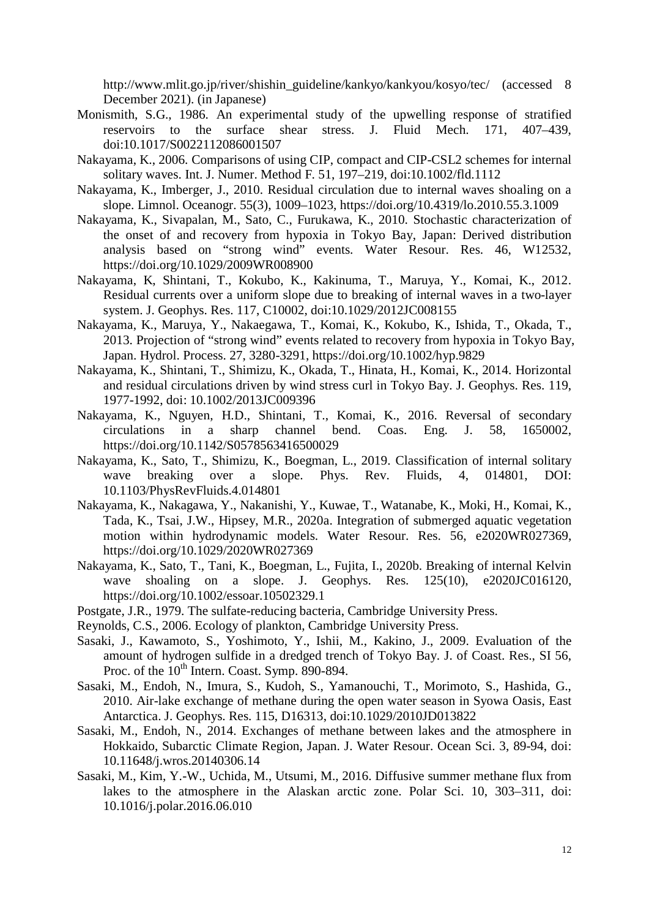http://www.mlit.go.jp/river/shishin_guideline/kankyo/kankyou/kosyo/tec/ (accessed 8 December 2021). (in Japanese)

Monismith, S.G., 1986. An experimental study of the upwelling response of stratified reservoirs to the surface shear stress. J. Fluid Mech. 171, 407–439, doi:10.1017/S0022112086001507

Nakayama, K., 2006. Comparisons of using CIP, compact and CIP-CSL2 schemes for internal solitary waves. Int. J. Numer. Method F. 51, 197–219, doi:10.1002/fld.1112

Nakayama, K., Imberger, J., 2010. Residual circulation due to internal waves shoaling on a slope. Limnol. Oceanogr. 55(3), 1009–1023, https://doi.org/10.4319/lo.2010.55.3.1009

Nakayama, K., Sivapalan, M., Sato, C., Furukawa, K., 2010. Stochastic characterization of the onset of and recovery from hypoxia in Tokyo Bay, Japan: Derived distribution analysis based on "strong wind" events. Water Resour. Res. 46, W12532, https://doi.org/10.1029/2009WR008900

Nakayama, K, Shintani, T., Kokubo, K., Kakinuma, T., Maruya, Y., Komai, K., 2012. Residual currents over a uniform slope due to breaking of internal waves in a two-layer system. J. Geophys. Res. 117, C10002, doi:10.1029/2012JC008155

Nakayama, K., Maruya, Y., Nakaegawa, T., Komai, K., Kokubo, K., Ishida, T., Okada, T., 2013. Projection of "strong wind" events related to recovery from hypoxia in Tokyo Bay, Japan. Hydrol. Process. 27, 3280-3291, https://doi.org/10.1002/hyp.9829

Nakayama, K., Shintani, T., Shimizu, K., Okada, T., Hinata, H., Komai, K., 2014. Horizontal and residual circulations driven by wind stress curl in Tokyo Bay. J. Geophys. Res. 119, 1977-1992, doi: 10.1002/2013JC009396

Nakayama, K., Nguyen, H.D., Shintani, T., Komai, K., 2016. Reversal of secondary circulations in a sharp channel bend. Coas. Eng. J. 58, 1650002, https://doi.org/10.1142/S0578563416500029

Nakayama, K., Sato, T., Shimizu, K., Boegman, L., 2019. Classification of internal solitary wave breaking over a slope. Phys. Rev. Fluids, 4, 014801, DOI: 10.1103/PhysRevFluids.4.014801

Nakayama, K., Nakagawa, Y., Nakanishi, Y., Kuwae, T., Watanabe, K., Moki, H., Komai, K., Tada, K., Tsai, J.W., Hipsey, M.R., 2020a. Integration of submerged aquatic vegetation motion within hydrodynamic models. Water Resour. Res. 56, e2020WR027369, https://doi.org/10.1029/2020WR027369

Nakayama, K., Sato, T., Tani, K., Boegman, L., Fujita, I., 2020b. Breaking of internal Kelvin wave shoaling on a slope. J. Geophys. Res. 125(10), e2020JC016120, https://doi.org/10.1002/essoar.10502329.1

Postgate, J.R., 1979. The sulfate-reducing bacteria, Cambridge University Press.

Reynolds, C.S., 2006. Ecology of plankton, Cambridge University Press.

Sasaki, J., Kawamoto, S., Yoshimoto, Y., Ishii, M., Kakino, J., 2009. Evaluation of the amount of hydrogen sulfide in a dredged trench of Tokyo Bay. J. of Coast. Res., SI 56, Proc. of the 10th Intern. Coast. Symp. 890-894.

Sasaki, M., Endoh, N., Imura, S., Kudoh, S., Yamanouchi, T., Morimoto, S., Hashida, G., 2010. Air-lake exchange of methane during the open water season in Syowa Oasis, East Antarctica. J. Geophys. Res. 115, D16313, doi:10.1029/2010JD013822

Sasaki, M., Endoh, N., 2014. Exchanges of methane between lakes and the atmosphere in Hokkaido, Subarctic Climate Region, Japan. J. Water Resour. Ocean Sci. 3, 89-94, doi: 10.11648/j.wros.20140306.14

Sasaki, M., Kim, Y.-W., Uchida, M., Utsumi, M., 2016. Diffusive summer methane flux from lakes to the atmosphere in the Alaskan arctic zone. Polar Sci. 10, 303–311, doi: 10.1016/j.polar.2016.06.010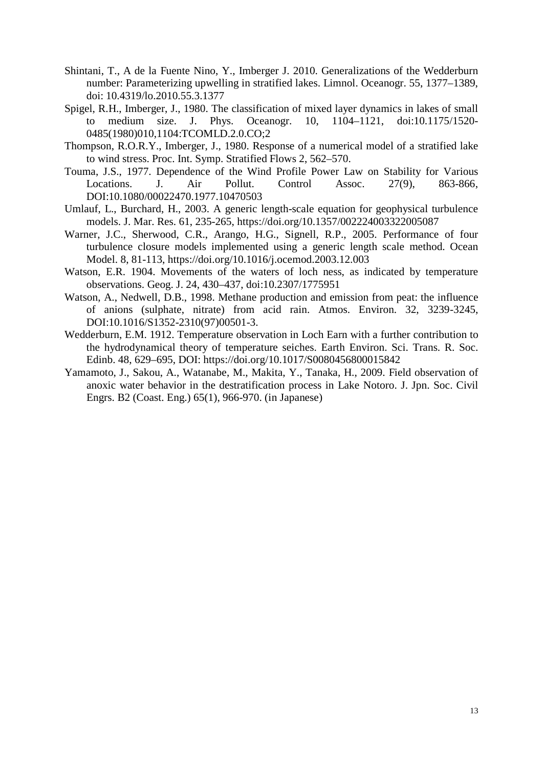Shintani, T., A de la Fuente Nino, Y., Imberger J. 2010. Generalizations of the Wedderburn number: Parameterizing upwelling in stratified lakes. Limnol. Oceanogr. 55, 1377–1389, doi: 10.4319/lo.2010.55.3.1377

Spigel, R.H., Imberger, J., 1980. The classification of mixed layer dynamics in lakes of small to medium size. J. Phys. Oceanogr. 10, 1104–1121, doi:10.1175/1520-0485(1980)010,1104:TCOMLD.2.0.CO;2

Thompson, R.O.R.Y., Imberger, J., 1980. Response of a numerical model of a stratified lake to wind stress. Proc. Int. Symp. Stratified Flows 2, 562–570.

Touma, J.S., 1977. Dependence of the Wind Profile Power Law on Stability for Various Locations. J. Air Pollut. Control Assoc. 27(9), 863-866, DOI:10.1080/00022470.1977.10470503

Umlauf, L., Burchard, H., 2003. A generic length-scale equation for geophysical turbulence models. J. Mar. Res. 61, 235-265, https://doi.org/10.1357/002224003322005087

Warner, J.C., Sherwood, C.R., Arango, H.G., Signell, R.P., 2005. Performance of four turbulence closure models implemented using a generic length scale method. Ocean Model. 8, 81-113, https://doi.org/10.1016/j.ocemod.2003.12.003

Watson, E.R. 1904. Movements of the waters of loch ness, as indicated by temperature observations. Geog. J. 24, 430–437, doi:10.2307/1775951

Watson, A., Nedwell, D.B., 1998. Methane production and emission from peat: the influence of anions (sulphate, nitrate) from acid rain. Atmos. Environ. 32, 3239-3245, DOI:10.1016/S1352-2310(97)00501-3.

Wedderburn, E.M. 1912. Temperature observation in Loch Earn with a further contribution to the hydrodynamical theory of temperature seiches. Earth Environ. Sci. Trans. R. Soc. Edinb. 48, 629–695, DOI: https://doi.org/10.1017/S0080456800015842

Yamamoto, J., Sakou, A., Watanabe, M., Makita, Y., Tanaka, H., 2009. Field observation of anoxic water behavior in the destratification process in Lake Notoro. J. Jpn. Soc. Civil Engrs. B2 (Coast. Eng.) 65(1), 966-970. (in Japanese)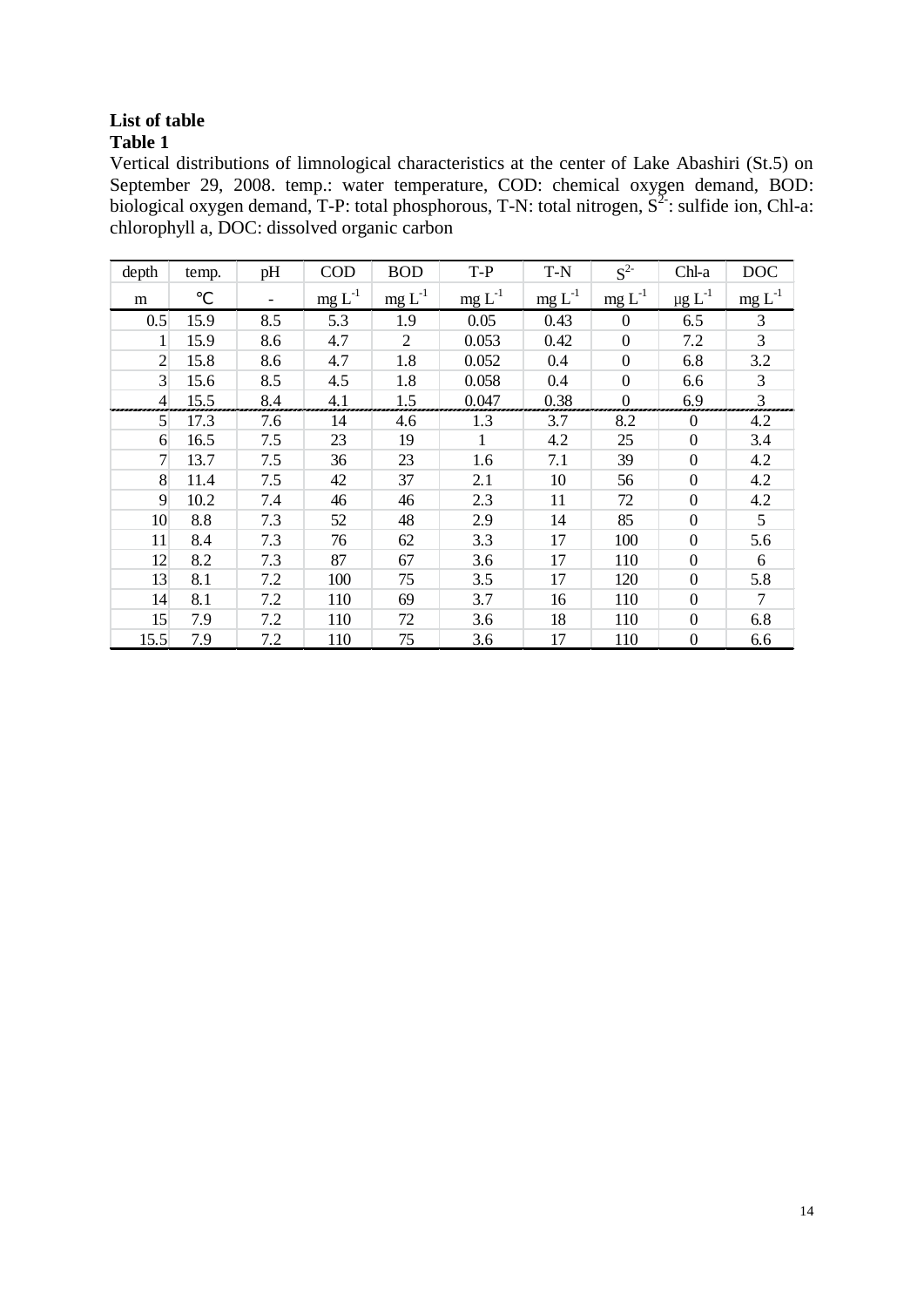**List of table**

**Table 1**

Vertical distributions of limnological characteristics at the center of Lake Abashiri (St.5) on September 29, 2008. temp.: water temperature, COD: chemical oxygen demand, BOD: biological oxygen demand, T-P: total phosphorous, T-N: total nitrogen, $S^{2-}$: sulfide ion, Chl-a: chlorophyll a, DOC: dissolved organic carbon

| depth | temp. | pH | COD | BOD | T-P | T-N | $S^{2-}$ | Chl-a | DOC |
|---|---|---|---|---|---|---|---|---|---|
| m | ℃ | - | mg $L^{-1}$ | mg $L^{-1}$ | mg $L^{-1}$ | mg $L^{-1}$ | mg $L^{-1}$ | μg $L^{-1}$ | mg $L^{-1}$ |
| 0.5 | 15.9 | 8.5 | 5.3 | 1.9 | 0.05 | 0.43 | 0 | 6.5 | 3 |
| 1 | 15.9 | 8.6 | 4.7 | 2 | 0.053 | 0.42 | 0 | 7.2 | 3 |
| 2 | 15.8 | 8.6 | 4.7 | 1.8 | 0.052 | 0.4 | 0 | 6.8 | 3.2 |
| 3 | 15.6 | 8.5 | 4.5 | 1.8 | 0.058 | 0.4 | 0 | 6.6 | 3 |
| 4 | 15.5 | 8.4 | 4.1 | 1.5 | 0.047 | 0.38 | 0 | 6.9 | 3 |
| 5 | 17.3 | 7.6 | 14 | 4.6 | 1.3 | 3.7 | 8.2 | 0 | 4.2 |
| 6 | 16.5 | 7.5 | 23 | 19 | 1 | 4.2 | 25 | 0 | 3.4 |
| 7 | 13.7 | 7.5 | 36 | 23 | 1.6 | 7.1 | 39 | 0 | 4.2 |
| 8 | 11.4 | 7.5 | 42 | 37 | 2.1 | 10 | 56 | 0 | 4.2 |
| 9 | 10.2 | 7.4 | 46 | 46 | 2.3 | 11 | 72 | 0 | 4.2 |
| 10 | 8.8 | 7.3 | 52 | 48 | 2.9 | 14 | 85 | 0 | 5 |
| 11 | 8.4 | 7.3 | 76 | 62 | 3.3 | 17 | 100 | 0 | 5.6 |
| 12 | 8.2 | 7.3 | 87 | 67 | 3.6 | 17 | 110 | 0 | 6 |
| 13 | 8.1 | 7.2 | 100 | 75 | 3.5 | 17 | 120 | 0 | 5.8 |
| 14 | 8.1 | 7.2 | 110 | 69 | 3.7 | 16 | 110 | 0 | 7 |
| 15 | 7.9 | 7.2 | 110 | 72 | 3.6 | 18 | 110 | 0 | 6.8 |
| 15.5 | 7.9 | 7.2 | 110 | 75 | 3.6 | 17 | 110 | 0 | 6.6 |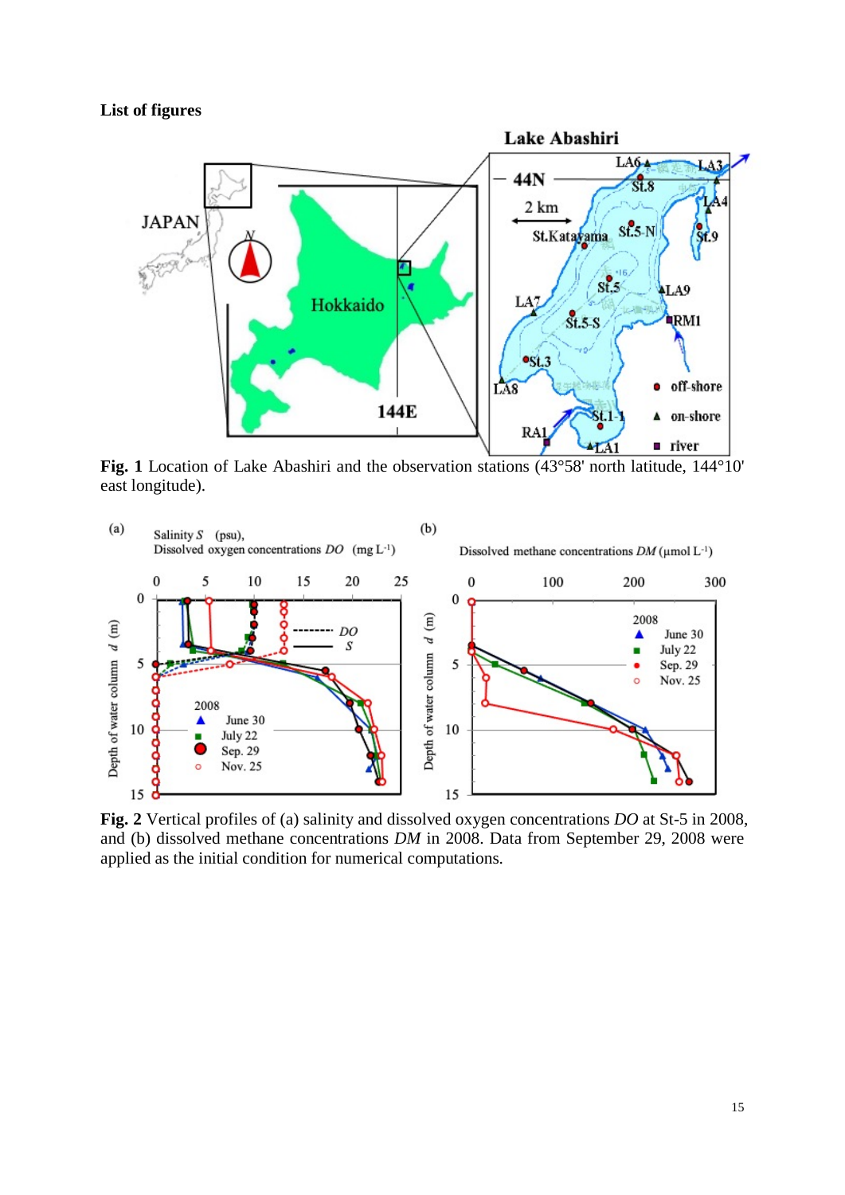**List of figures**

**Fig. 1** Location of Lake Abashiri and the observation stations (43°58' north latitude, 144°10' east longitude).

**Fig. 2** Vertical profiles of (a) salinity and dissolved oxygen concentrations *DO* at St-5 in 2008, and (b) dissolved methane concentrations *DM* in 2008. Data from September 29, 2008 were applied as the initial condition for numerical computations.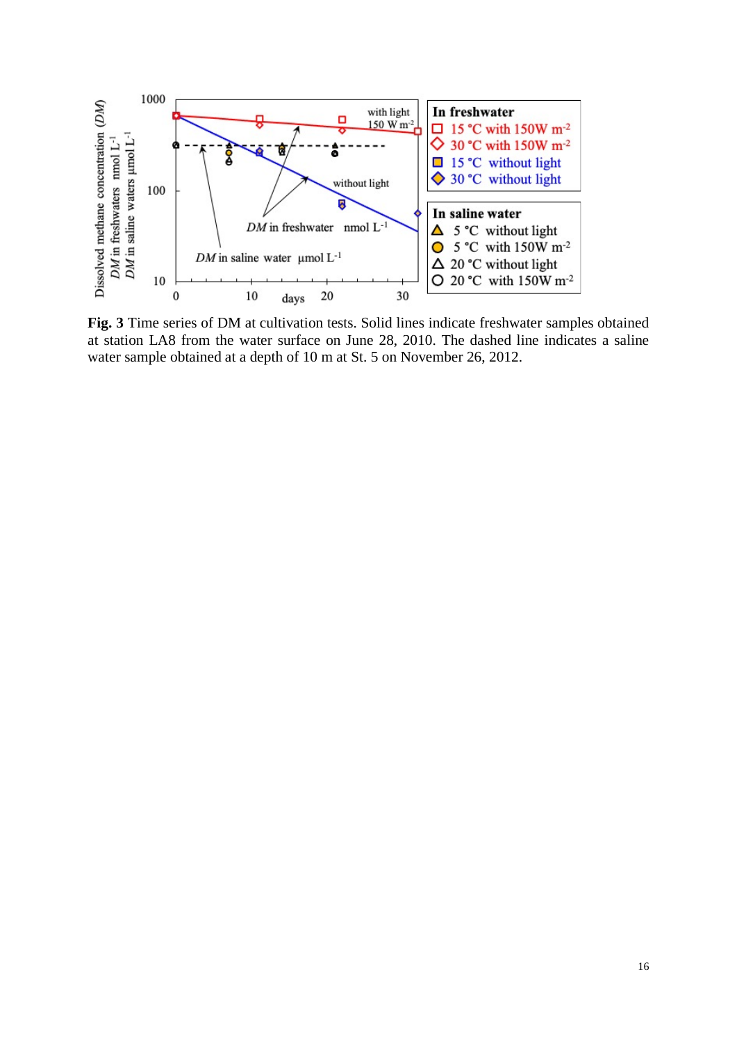**Fig. 3** Time series of DM at cultivation tests. Solid lines indicate freshwater samples obtained at station LA8 from the water surface on June 28, 2010. The dashed line indicates a saline water sample obtained at a depth of 10 m at St. 5 on November 26, 2012.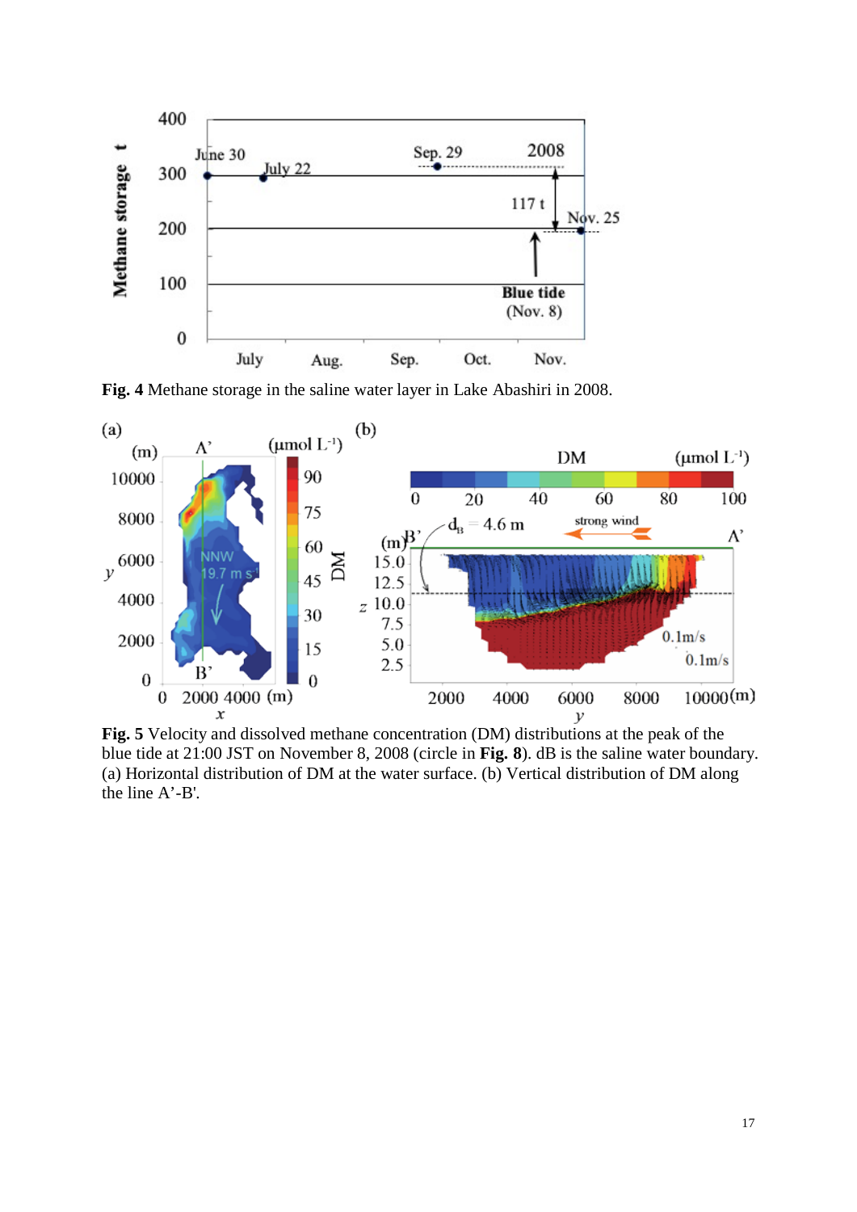**Fig. 4** Methane storage in the saline water layer in Lake Abashiri in 2008.

**Fig. 5** Velocity and dissolved methane concentration (DM) distributions at the peak of the blue tide at 21:00 JST on November 8, 2008 (circle in **Fig. 8**). dB is the saline water boundary. (a) Horizontal distribution of DM at the water surface. (b) Vertical distribution of DM along the line A'-B'.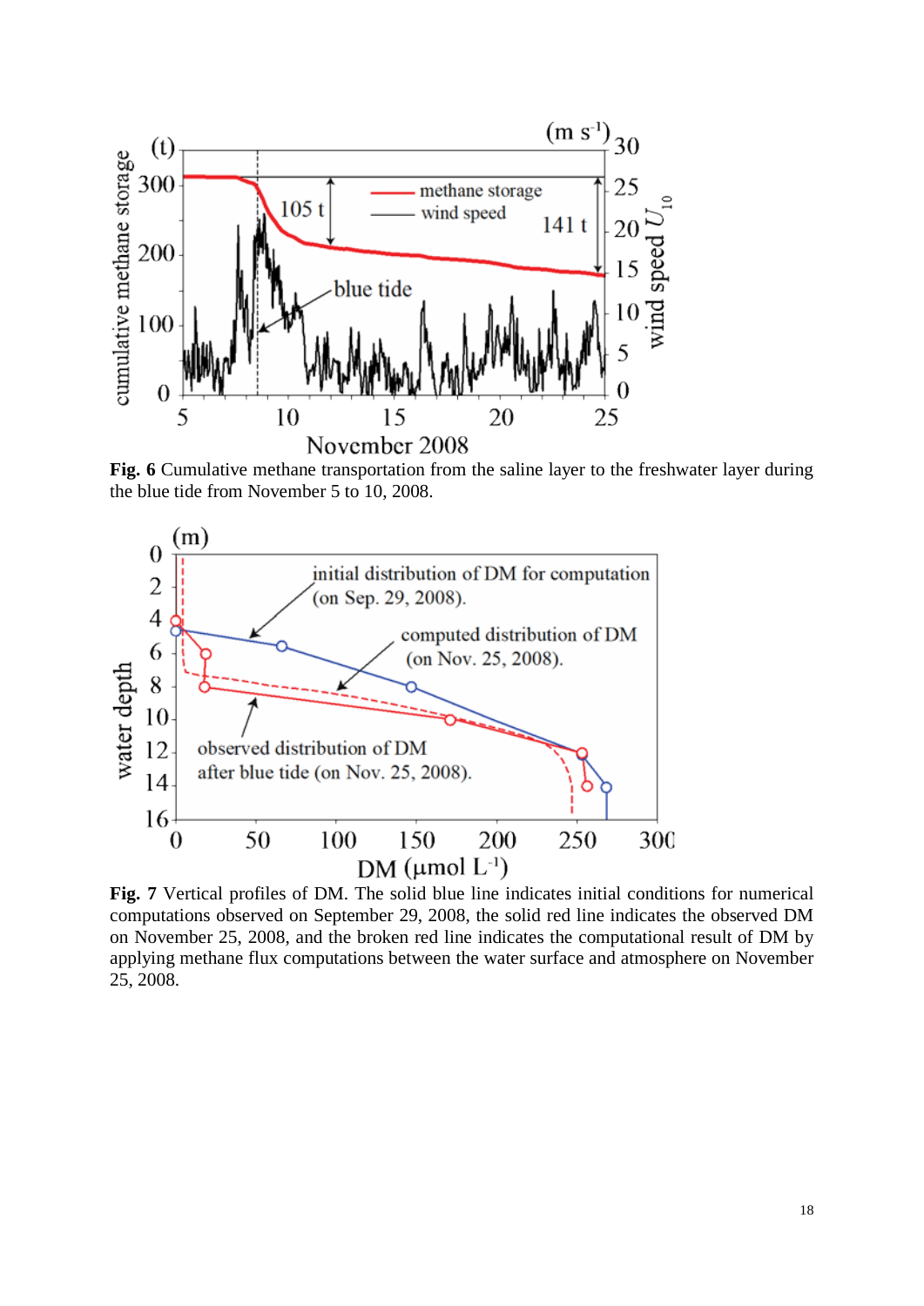**Fig. 6** Cumulative methane transportation from the saline layer to the freshwater layer during the blue tide from November 5 to 10, 2008.

**Fig. 7** Vertical profiles of DM. The solid blue line indicates initial conditions for numerical computations observed on September 29, 2008, the solid red line indicates the observed DM on November 25, 2008, and the broken red line indicates the computational result of DM by applying methane flux computations between the water surface and atmosphere on November 25, 2008.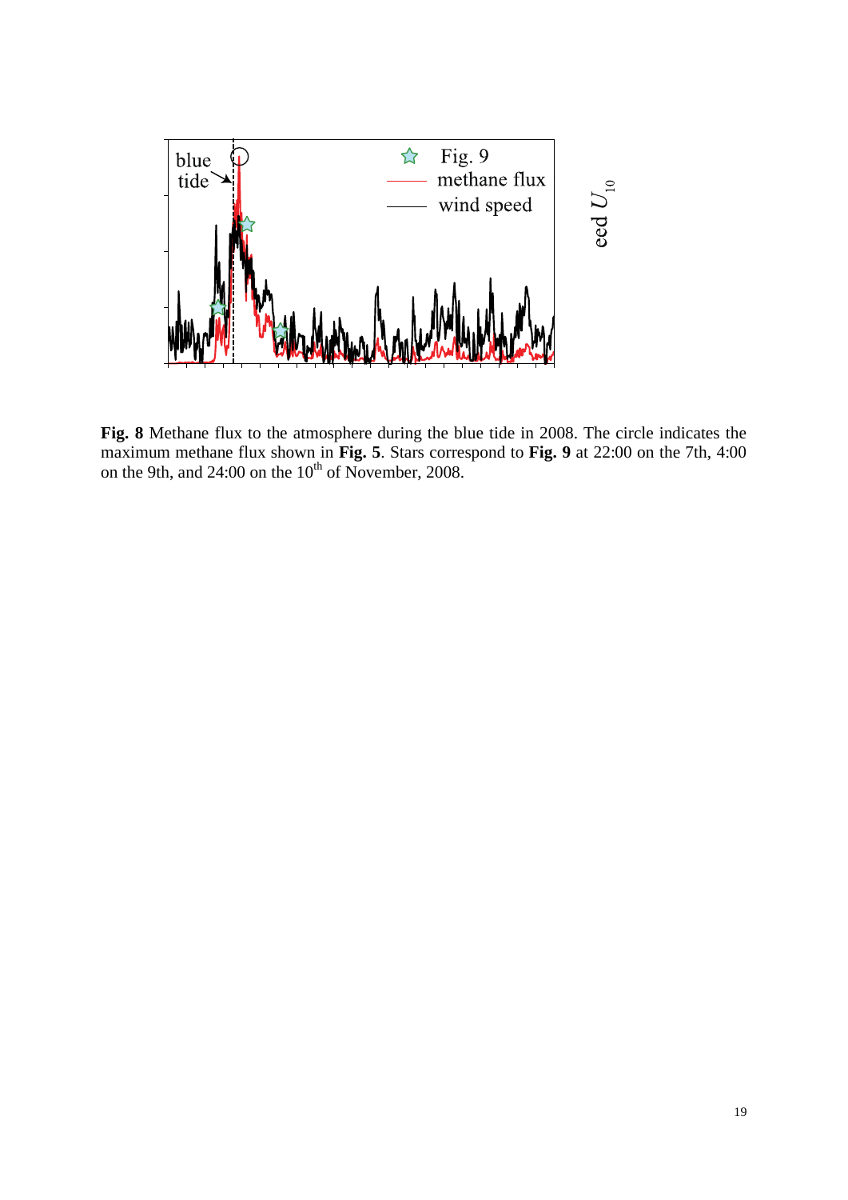**Fig. 8** Methane flux to the atmosphere during the blue tide in 2008. The circle indicates the maximum methane flux shown in **Fig. 5**. Stars correspond to **Fig. 9** at 22:00 on the 7th, 4:00 on the 9th, and 24:00 on the 10th of November, 2008.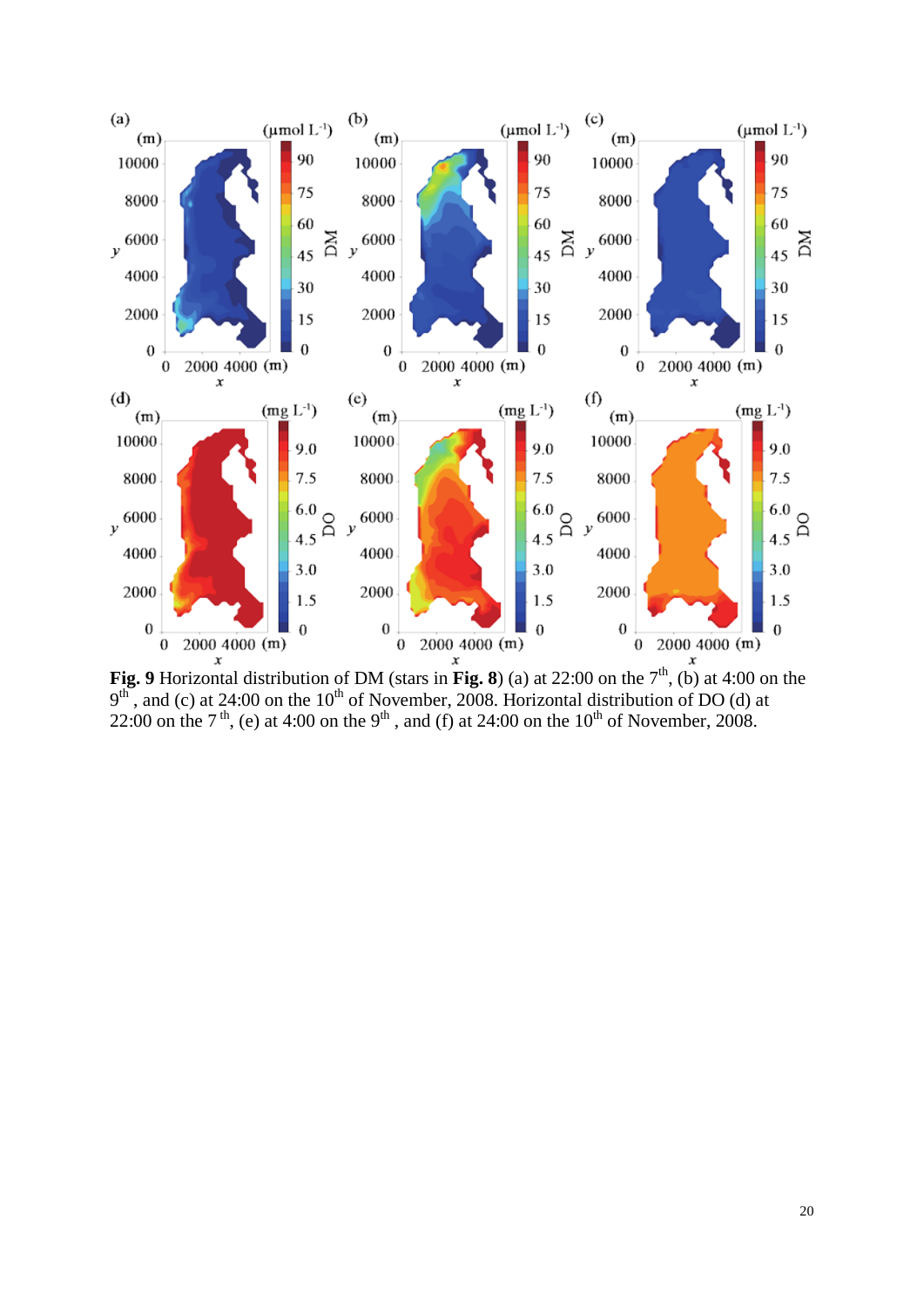**Fig. 9** Horizontal distribution of DM (stars in **Fig. 8**) (a) at 22:00 on the 7th, (b) at 4:00 on the 9th, and (c) at 24:00 on the 10th of November, 2008. Horizontal distribution of DO (d) at 22:00 on the 7th, (e) at 4:00 on the 9th, and (f) at 24:00 on the 10th of November, 2008.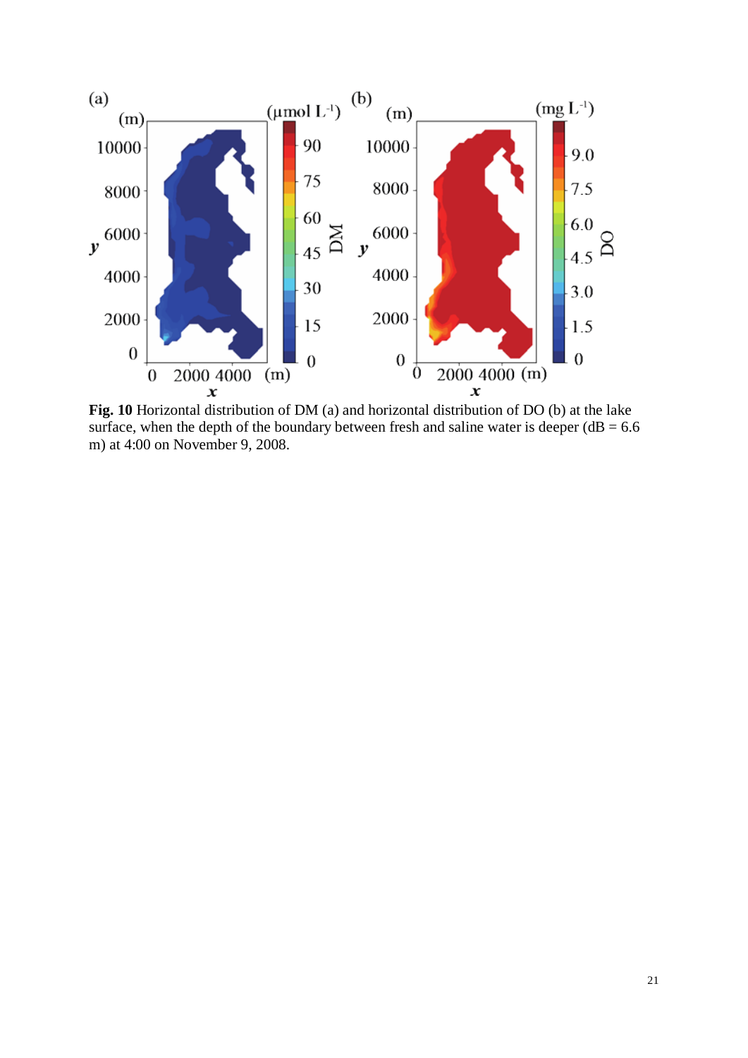(a)

(m)

10000

8000

6000

y

4000

2000

0

0 2000 4000 (m)

x

($\mu$mol L$^{-1}$)

90

75

60

45

30

15

0

DM

(b)

(m)

10000

8000

6000

y

4000

2000

0

0 2000 4000 (m)

x

(mg L$^{-1}$)

9.0

7.5

6.0

4.5

3.0

1.5

0

DO

**Fig. 10** Horizontal distribution of DM (a) and horizontal distribution of DO (b) at the lake surface, when the depth of the boundary between fresh and saline water is deeper (dB = 6.6 m) at 4:00 on November 9, 2008.